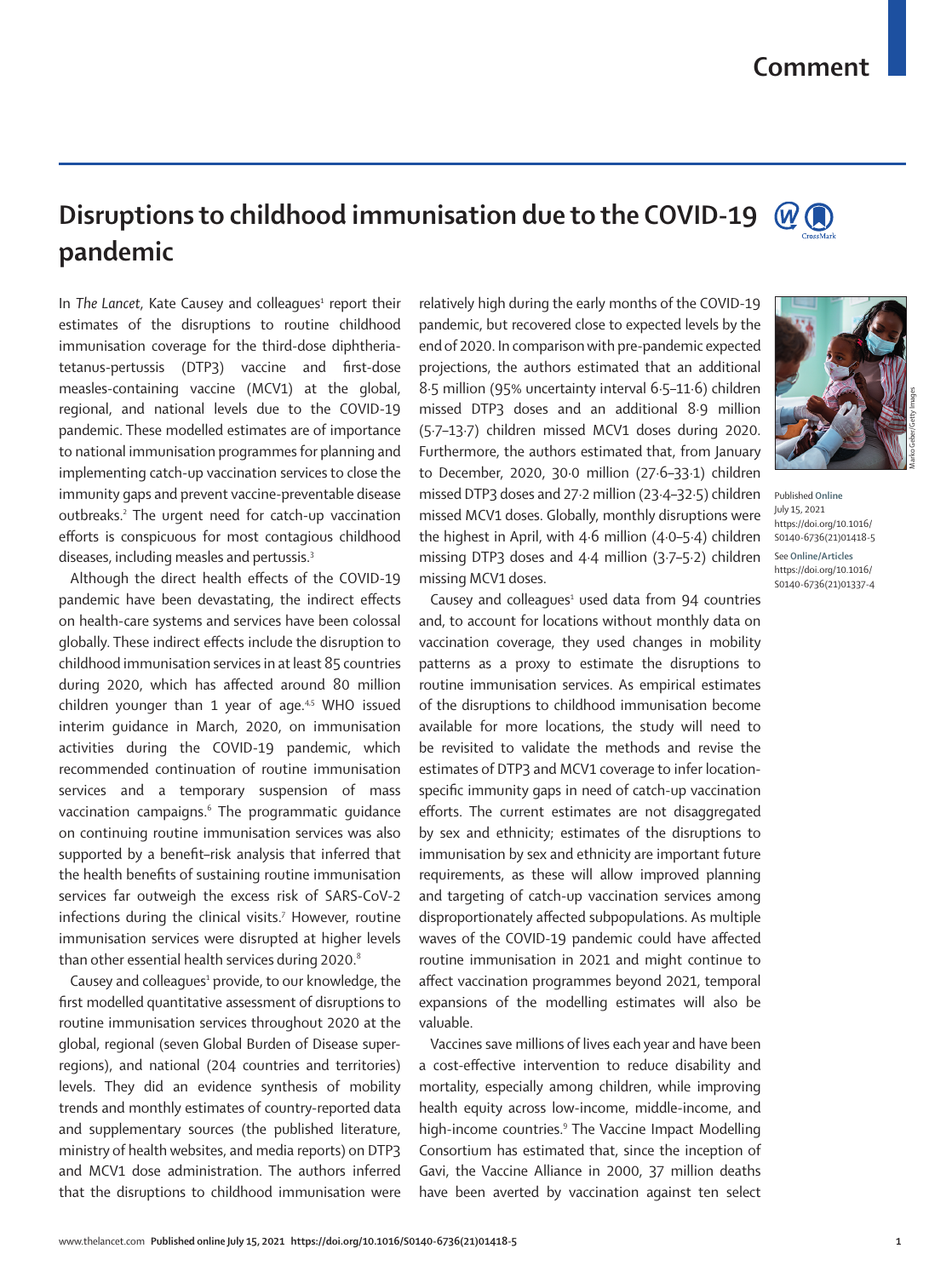# Disruptions to childhood immunisation due to the COVID-19 pandemic

In *The Lancet*, Kate Causey and colleagues[1] report their estimates of the disruptions to routine childhood immunisation coverage for the third-dose diphtheria-tetanus-pertussis (DTP3) vaccine and first-dose measles-containing vaccine (MCV1) at the global, regional, and national levels due to the COVID-19 pandemic. These modelled estimates are of importance to national immunisation programmes for planning and implementing catch-up vaccination services to close the immunity gaps and prevent vaccine-preventable disease outbreaks.[2] The urgent need for catch-up vaccination efforts is conspicuous for most contagious childhood diseases, including measles and pertussis.[3]

Although the direct health effects of the COVID-19 pandemic have been devastating, the indirect effects on health-care systems and services have been colossal globally. These indirect effects include the disruption to childhood immunisation services in at least 85 countries during 2020, which has affected around 80 million children younger than 1 year of age.[4,5] WHO issued interim guidance in March, 2020, on immunisation activities during the COVID-19 pandemic, which recommended continuation of routine immunisation services and a temporary suspension of mass vaccination campaigns.[6] The programmatic guidance on continuing routine immunisation services was also supported by a benefit–risk analysis that inferred that the health benefits of sustaining routine immunisation services far outweigh the excess risk of SARS-CoV-2 infections during the clinical visits.[7] However, routine immunisation services were disrupted at higher levels than other essential health services during 2020.[8]

Causey and colleagues[1] provide, to our knowledge, the first modelled quantitative assessment of disruptions to routine immunisation services throughout 2020 at the global, regional (seven Global Burden of Disease super-regions), and national (204 countries and territories) levels. They did an evidence synthesis of mobility trends and monthly estimates of country-reported data and supplementary sources (the published literature, ministry of health websites, and media reports) on DTP3 and MCV1 dose administration. The authors inferred that the disruptions to childhood immunisation were relatively high during the early months of the COVID-19 pandemic, but recovered close to expected levels by the end of 2020. In comparison with pre-pandemic expected projections, the authors estimated that an additional 8·5 million (95% uncertainty interval 6·5–11·6) children missed DTP3 doses and an additional 8·9 million (5·7–13·7) children missed MCV1 doses during 2020. Furthermore, the authors estimated that, from January to December, 2020, 30·0 million (27·6–33·1) children missed DTP3 doses and 27·2 million (23·4–32·5) children missed MCV1 doses. Globally, monthly disruptions were the highest in April, with 4·6 million (4·0–5·4) children missing DTP3 doses and 4·4 million (3·7–5·2) children missing MCV1 doses.

Causey and colleagues[1] used data from 94 countries and, to account for locations without monthly data on vaccination coverage, they used changes in mobility patterns as a proxy to estimate the disruptions to routine immunisation services. As empirical estimates of the disruptions to childhood immunisation become available for more locations, the study will need to be revisited to validate the methods and revise the estimates of DTP3 and MCV1 coverage to infer location-specific immunity gaps in need of catch-up vaccination efforts. The current estimates are not disaggregated by sex and ethnicity; estimates of the disruptions to immunisation by sex and ethnicity are important future requirements, as these will allow improved planning and targeting of catch-up vaccination services among disproportionately affected subpopulations. As multiple waves of the COVID-19 pandemic could have affected routine immunisation in 2021 and might continue to affect vaccination programmes beyond 2021, temporal expansions of the modelling estimates will also be valuable.

Vaccines save millions of lives each year and have been a cost-effective intervention to reduce disability and mortality, especially among children, while improving health equity across low-income, middle-income, and high-income countries.[9] The Vaccine Impact Modelling Consortium has estimated that, since the inception of Gavi, the Vaccine Alliance in 2000, 37 million deaths have been averted by vaccination against ten select

Marko Geber/Getty Images

Published **Online** July 15, 2021 https://doi.org/10.1016/S0140-6736(21)01418-5

See **Online/Articles** https://doi.org/10.1016/S0140-6736(21)01337-4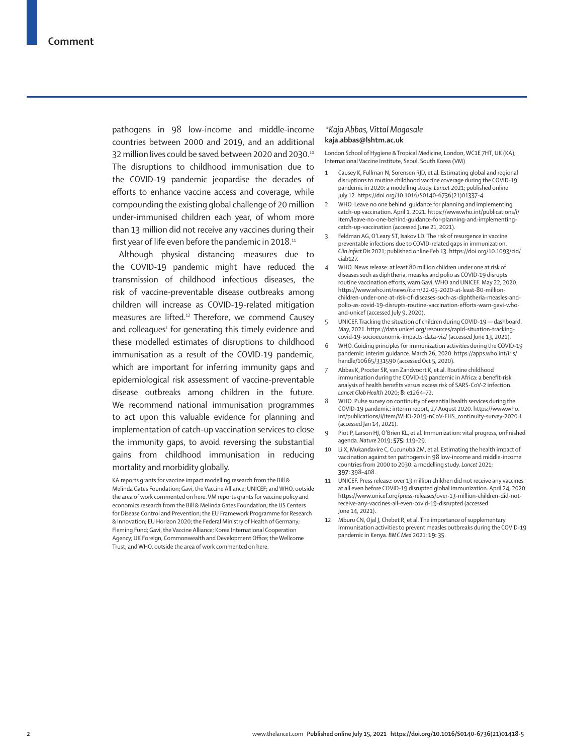pathogens in 98 low-income and middle-income countries between 2000 and 2019, and an additional 32 million lives could be saved between 2020 and 2030.[10] The disruptions to childhood immunisation due to the COVID-19 pandemic jeopardise the decades of efforts to enhance vaccine access and coverage, while compounding the existing global challenge of 20 million under-immunised children each year, of whom more than 13 million did not receive any vaccines during their first year of life even before the pandemic in 2018.[11]

Although physical distancing measures due to the COVID-19 pandemic might have reduced the transmission of childhood infectious diseases, the risk of vaccine-preventable disease outbreaks among children will increase as COVID-19-related mitigation measures are lifted.[12] Therefore, we commend Causey and colleagues[1] for generating this timely evidence and these modelled estimates of disruptions to childhood immunisation as a result of the COVID-19 pandemic, which are important for inferring immunity gaps and epidemiological risk assessment of vaccine-preventable disease outbreaks among children in the future. We recommend national immunisation programmes to act upon this valuable evidence for planning and implementation of catch-up vaccination services to close the immunity gaps, to avoid reversing the substantial gains from childhood immunisation in reducing mortality and morbidity globally.

KA reports grants for vaccine impact modelling research from the Bill & Melinda Gates Foundation; Gavi, the Vaccine Alliance; UNICEF; and WHO, outside the area of work commented on here. VM reports grants for vaccine policy and economics research from the Bill & Melinda Gates Foundation; the US Centers for Disease Control and Prevention; the EU Framework Programme for Research & Innovation; EU Horizon 2020; the Federal Ministry of Health of Germany; Fleming Fund; Gavi, the Vaccine Alliance; Korea International Cooperation Agency; UK Foreign, Commonwealth and Development Office; the Wellcome Trust; and WHO, outside the area of work commented on here.

*\*Kaja Abbas, Vittal Mogasale*
**kaja.abbas@lshtm.ac.uk**

London School of Hygiene & Tropical Medicine, London, WC1E 7HT, UK (KA); International Vaccine Institute, Seoul, South Korea (VM)

1. Causey K, Fullman N, Sorensen RJD, et al. Estimating global and regional disruptions to routine childhood vaccine coverage during the COVID-19 pandemic in 2020: a modelling study. *Lancet* 2021; published online July 12. https://doi.org/10.1016/S0140-6736(21)01337-4.
2. WHO. Leave no one behind: guidance for planning and implementing catch-up vaccination. April 1, 2021. https://www.who.int/publications/i/item/leave-no-one-behind-guidance-for-planning-and-implementing-catch-up-vaccination (accessed June 21, 2021).
3. Feldman AG, O'Leary ST, Isakov LD. The risk of resurgence in vaccine preventable infections due to COVID-related gaps in immunization. *Clin Infect Dis* 2021; published online Feb 13. https://doi.org/10.1093/cid/ciab127.
4. WHO. News release: at least 80 million children under one at risk of diseases such as diphtheria, measles and polio as COVID-19 disrupts routine vaccination efforts, warn Gavi, WHO and UNICEF. May 22, 2020. https://www.who.int/news/item/22-05-2020-at-least-80-million-children-under-one-at-risk-of-diseases-such-as-diphtheria-measles-and-polio-as-covid-19-disrupts-routine-vaccination-efforts-warn-gavi-who-and-unicef (accessed July 9, 2020).
5. UNICEF. Tracking the situation of children during COVID-19 — dashboard. May, 2021. https://data.unicef.org/resources/rapid-situation-tracking-covid-19-socioeconomic-impacts-data-viz/ (accessed June 13, 2021).
6. WHO. Guiding principles for immunization activities during the COVID-19 pandemic: interim guidance. March 26, 2020. https://apps.who.int/iris/handle/10665/331590 (accessed Oct 5, 2020).
7. Abbas K, Procter SR, van Zandvoort K, et al. Routine childhood immunisation during the COVID-19 pandemic in Africa: a benefit-risk analysis of health benefits versus excess risk of SARS-CoV-2 infection. *Lancet Glob Health* 2020; **8:** e1264–72.
8. WHO. Pulse survey on continuity of essential health services during the COVID-19 pandemic: interim report, 27 August 2020. https://www.who.int/publications/i/item/WHO-2019-nCoV-EHS_continuity-survey-2020.1 (accessed Jan 14, 2021).
9. Piot P, Larson HJ, O'Brien KL, et al. Immunization: vital progress, unfinished agenda. *Nature* 2019; **575:** 119–29.
10. Li X, Mukandavire C, Cucunubá ZM, et al. Estimating the health impact of vaccination against ten pathogens in 98 low-income and middle-income countries from 2000 to 2030: a modelling study. *Lancet* 2021; **397:** 398–408.
11. UNICEF. Press release: over 13 million children did not receive any vaccines at all even before COVID-19 disrupted global immunization. April 24, 2020. https://www.unicef.org/press-releases/over-13-million-children-did-not-receive-any-vaccines-all-even-covid-19-disrupted (accessed June 14, 2021).
12. Mburu CN, Ojal J, Chebet R, et al. The importance of supplementary immunisation activities to prevent measles outbreaks during the COVID-19 pandemic in Kenya. *BMC Med* 2021; **19:** 35.